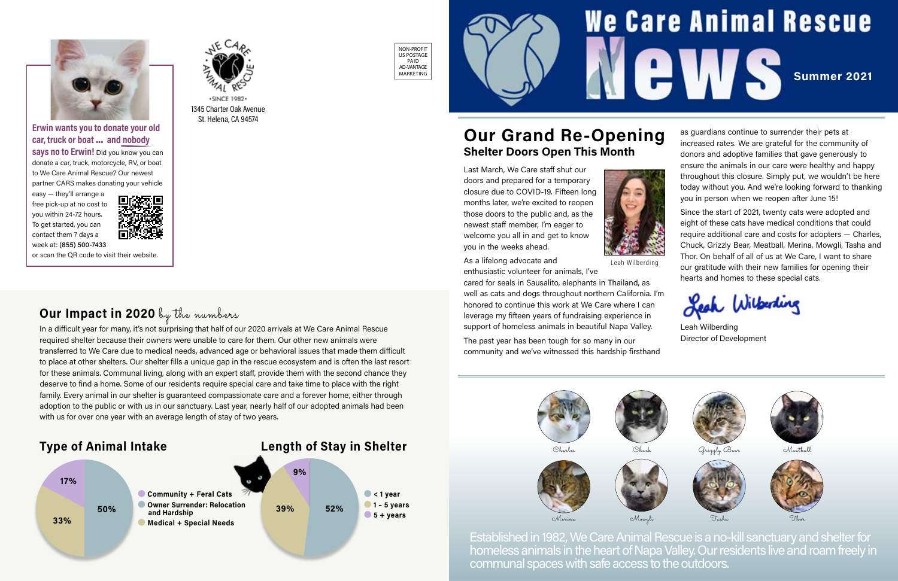# We Care Animal Rescue News

**Summer 2021**

## Our Grand Re-Opening

### Shelter Doors Open This Month

Last March, We Care staff shut our doors and prepared for a temporary closure due to COVID-19. Fifteen long months later, we're excited to reopen those doors to the public and, as the newest staff member, I'm eager to welcome you all in and get to know you in the weeks ahead.

Leah Wilberding

As a lifelong advocate and enthusiastic volunteer for animals, I've cared for seals in Sausalito, elephants in Thailand, as well as cats and dogs throughout northern California. I'm honored to continue this work at We Care where I can leverage my fifteen years of fundraising experience in support of homeless animals in beautiful Napa Valley.

The past year has been tough for so many in our community and we've witnessed this hardship firsthand as guardians continue to surrender their pets at increased rates. We are grateful for the community of donors and adoptive families that gave generously to ensure the animals in our care were healthy and happy throughout this closure. Simply put, we wouldn't be here today without you. And we're looking forward to thanking you in person when we reopen after June 15!

Since the start of 2021, twenty cats were adopted and eight of these cats have medical conditions that could require additional care and costs for adopters — Charles, Chuck, Grizzly Bear, Meatball, Merina, Mowgli, Tasha and Thor. On behalf of all of us at We Care, I want to share our gratitude with their new families for opening their hearts and homes to these special cats.

Leah Wilberding
Director of Development

Charles · Chuck · Grizzly Bear · Meatball · Merina · Mowgli · Tasha · Thor

Established in 1982, We Care Animal Rescue is a no-kill sanctuary and shelter for homeless animals in the heart of Napa Valley. Our residents live and roam freely in communal spaces with safe access to the outdoors.

---

**Erwin wants you to donate your old car, truck or boat ... and nobody says no to Erwin!** Did you know you can donate a car, truck, motorcycle, RV, or boat to We Care Animal Rescue? Our newest partner CARS makes donating your vehicle easy — they'll arrange a free pick-up at no cost to you within 24-72 hours. To get started, you can contact them 7 days a week at: **(855) 500-7433** or scan the QR code to visit their website.

We Care Animal Rescue
•SINCE 1982•
1345 Charter Oak Avenue
St. Helena, CA 94574

NON-PROFIT
US POSTAGE
PAID
AD-VANTAGE
MARKETING

---

## Our Impact in 2020 *by the numbers*

In a difficult year for many, it's not surprising that half of our 2020 arrivals at We Care Animal Rescue required shelter because their owners were unable to care for them. Our other new animals were transferred to We Care due to medical needs, advanced age or behavioral issues that made them difficult to place at other shelters. Our shelter fills a unique gap in the rescue ecosystem and is often the last resort for these animals. Communal living, along with an expert staff, provide them with the second chance they deserve to find a home. Some of our residents require special care and take time to place with the right family. Every animal in our shelter is guaranteed compassionate care and a forever home, either through adoption to the public or with us in our sanctuary. Last year, nearly half of our adopted animals had been with us for over one year with an average length of stay of two years.

### Type of Animal Intake

| Type | Percentage |
|---|---|
| Community + Feral Cats | 17% |
| Owner Surrender: Relocation and Hardship | 50% |
| Medical + Special Needs | 33% |

### Length of Stay in Shelter

| Length | Percentage |
|---|---|
| < 1 year | 52% |
| 1 – 5 years | 39% |
| 5 + years | 9% |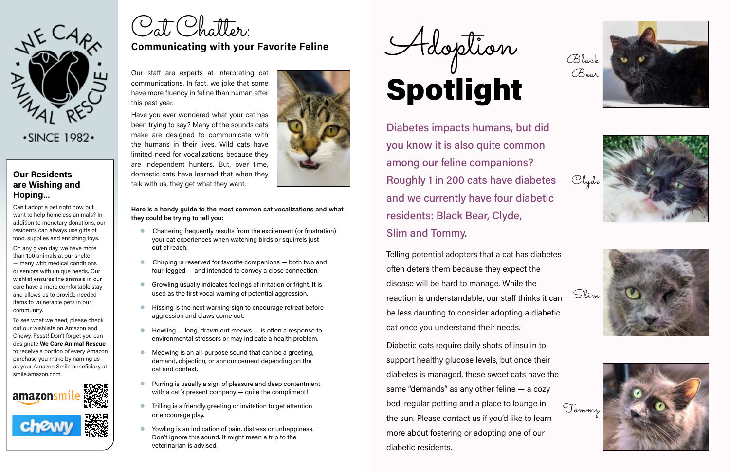WE CARE ANIMAL RESCUE
•SINCE 1982•

## Our Residents are Wishing and Hoping...

Can't adopt a pet right now but want to help homeless animals? In addition to monetary donations, our residents can always use gifts of food, supplies and enriching toys.

On any given day, we have more than 100 animals at our shelter — many with medical conditions or seniors with unique needs. Our wishlist ensures the animals in our care have a more comfortable stay and allows us to provide needed items to vulnerable pets in our community.

To see what we need, please check out our wishlists on Amazon and Chewy. Pssst! Don't forget you can designate **We Care Animal Rescue** to receive a portion of every Amazon purchase you make by naming us as your Amazon Smile beneficiary at smile.amazon.com.

amazonsmile

chewy

# Cat Chatter:

## Communicating with your Favorite Feline

Our staff are experts at interpreting cat communications. In fact, we joke that some have more fluency in feline than human after this past year.

Have you ever wondered what your cat has been trying to say? Many of the sounds cats make are designed to communicate with the humans in their lives. Wild cats have limited need for vocalizations because they are independent hunters. But, over time, domestic cats have learned that when they talk with us, they get what they want.

**Here is a handy guide to the most common cat vocalizations and what they could be trying to tell you:**

- Chattering frequently results from the excitement (or frustration) your cat experiences when watching birds or squirrels just out of reach.
- Chirping is reserved for favorite companions — both two and four-legged — and intended to convey a close connection.
- Growling usually indicates feelings of irritation or fright. It is used as the first vocal warning of potential aggression.
- Hissing is the next warning sign to encourage retreat before aggression and claws come out.
- Howling — long, drawn out meows — is often a response to environmental stressors or may indicate a health problem.
- Meowing is an all-purpose sound that can be a greeting, demand, objection, or announcement depending on the cat and context.
- Purring is usually a sign of pleasure and deep contentment with a cat's present company — quite the compliment!
- Trilling is a friendly greeting or invitation to get attention or encourage play.
- Yowling is an indication of pain, distress or unhappiness. Don't ignore this sound. It might mean a trip to the veterinarian is advised.

# Adoption Spotlight

Diabetes impacts humans, but did you know it is also quite common among our feline companions? Roughly 1 in 200 cats have diabetes and we currently have four diabetic residents: Black Bear, Clyde, Slim and Tommy.

Telling potential adopters that a cat has diabetes often deters them because they expect the disease will be hard to manage. While the reaction is understandable, our staff thinks it can be less daunting to consider adopting a diabetic cat once you understand their needs.

Diabetic cats require daily shots of insulin to support healthy glucose levels, but once their diabetes is managed, these sweet cats have the same "demands" as any other feline — a cozy bed, regular petting and a place to lounge in the sun. Please contact us if you'd like to learn more about fostering or adopting one of our diabetic residents.

Black Bear

Clyde

Slim

Tommy